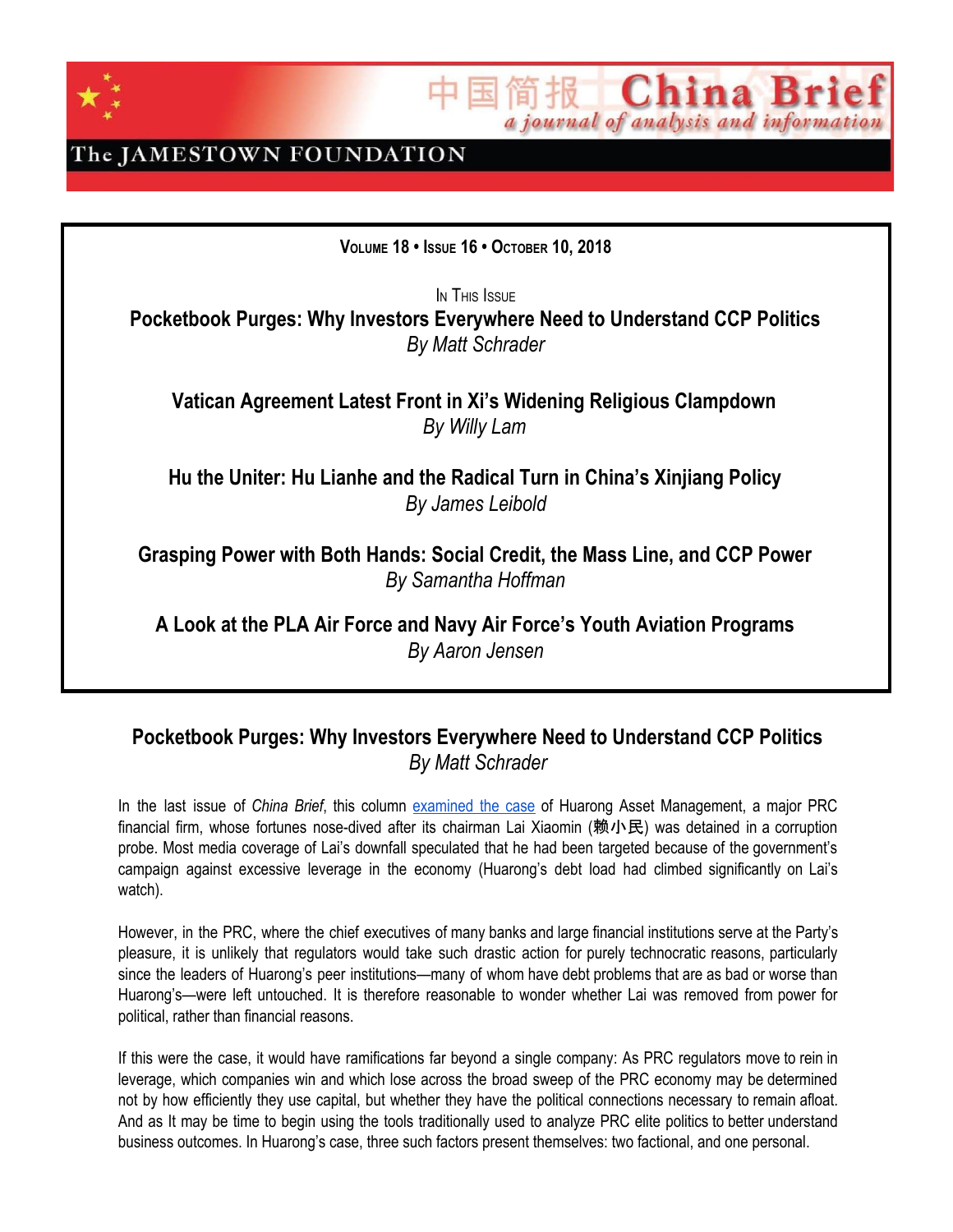中国简报 China Brief

*a journal of analysis and information*

The JAMESTOWN FOUNDATION

**VOLUME 18 • ISSUE 16 • OCTOBER 10, 2018**

IN THIS ISSUE

**Pocketbook Purges: Why Investors Everywhere Need to Understand CCP Politics**
*By Matt Schrader*

**Vatican Agreement Latest Front in Xi's Widening Religious Clampdown**
*By Willy Lam*

**Hu the Uniter: Hu Lianhe and the Radical Turn in China's Xinjiang Policy**
*By James Leibold*

**Grasping Power with Both Hands: Social Credit, the Mass Line, and CCP Power**
*By Samantha Hoffman*

**A Look at the PLA Air Force and Navy Air Force's Youth Aviation Programs**
*By Aaron Jensen*

## Pocketbook Purges: Why Investors Everywhere Need to Understand CCP Politics

*By Matt Schrader*

In the last issue of *China Brief*, this column examined the case of Huarong Asset Management, a major PRC financial firm, whose fortunes nose-dived after its chairman Lai Xiaomin (赖小民) was detained in a corruption probe. Most media coverage of Lai's downfall speculated that he had been targeted because of the government's campaign against excessive leverage in the economy (Huarong's debt load had climbed significantly on Lai's watch).

However, in the PRC, where the chief executives of many banks and large financial institutions serve at the Party's pleasure, it is unlikely that regulators would take such drastic action for purely technocratic reasons, particularly since the leaders of Huarong's peer institutions—many of whom have debt problems that are as bad or worse than Huarong's—were left untouched. It is therefore reasonable to wonder whether Lai was removed from power for political, rather than financial reasons.

If this were the case, it would have ramifications far beyond a single company: As PRC regulators move to rein in leverage, which companies win and which lose across the broad sweep of the PRC economy may be determined not by how efficiently they use capital, but whether they have the political connections necessary to remain afloat. And as It may be time to begin using the tools traditionally used to analyze PRC elite politics to better understand business outcomes. In Huarong's case, three such factors present themselves: two factional, and one personal.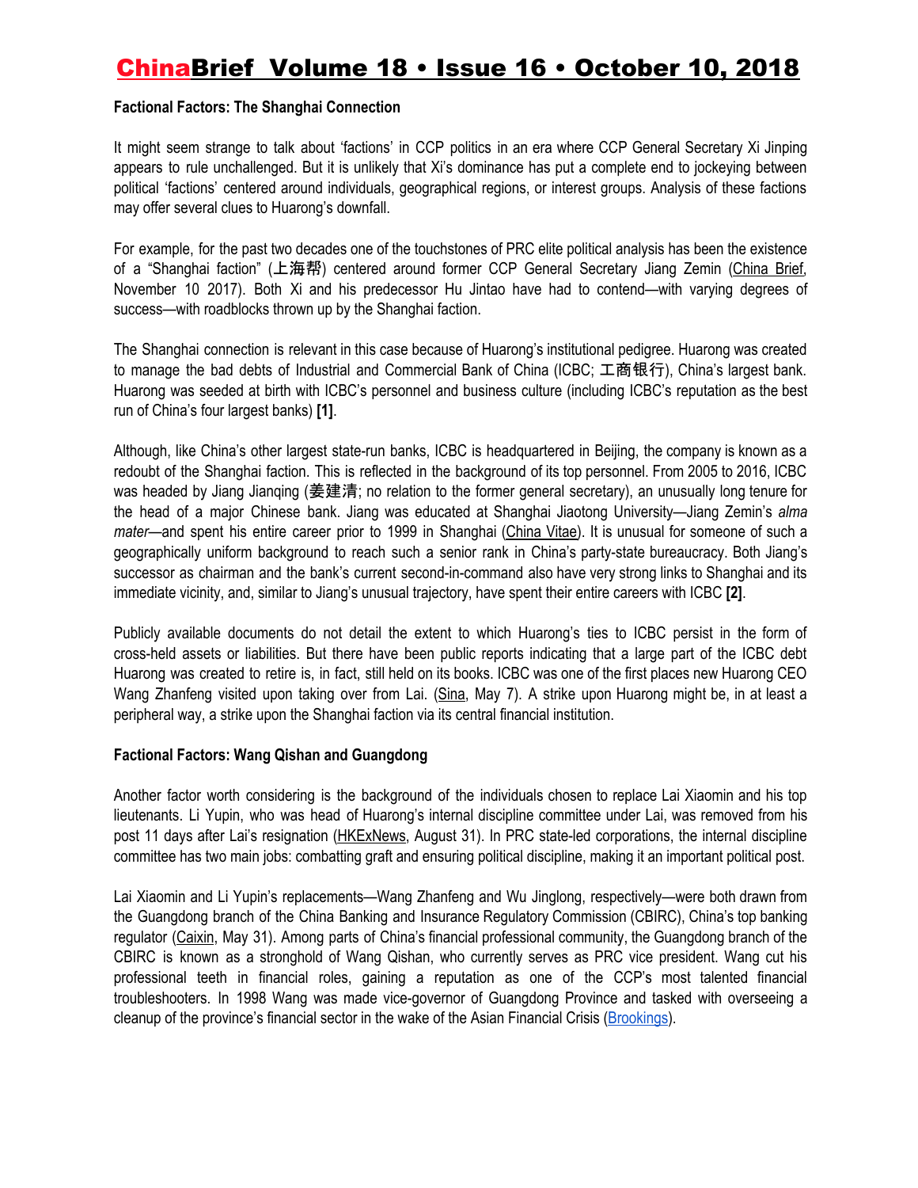**Factional Factors: The Shanghai Connection**

It might seem strange to talk about 'factions' in CCP politics in an era where CCP General Secretary Xi Jinping appears to rule unchallenged. But it is unlikely that Xi's dominance has put a complete end to jockeying between political 'factions' centered around individuals, geographical regions, or interest groups. Analysis of these factions may offer several clues to Huarong's downfall.

For example, for the past two decades one of the touchstones of PRC elite political analysis has been the existence of a "Shanghai faction" (上海帮) centered around former CCP General Secretary Jiang Zemin (China Brief, November 10 2017). Both Xi and his predecessor Hu Jintao have had to contend—with varying degrees of success—with roadblocks thrown up by the Shanghai faction.

The Shanghai connection is relevant in this case because of Huarong's institutional pedigree. Huarong was created to manage the bad debts of Industrial and Commercial Bank of China (ICBC; 工商银行), China's largest bank. Huarong was seeded at birth with ICBC's personnel and business culture (including ICBC's reputation as the best run of China's four largest banks) **[1]**.

Although, like China's other largest state-run banks, ICBC is headquartered in Beijing, the company is known as a redoubt of the Shanghai faction. This is reflected in the background of its top personnel. From 2005 to 2016, ICBC was headed by Jiang Jianqing (姜建清; no relation to the former general secretary), an unusually long tenure for the head of a major Chinese bank. Jiang was educated at Shanghai Jiaotong University—Jiang Zemin's *alma mater*—and spent his entire career prior to 1999 in Shanghai (China Vitae). It is unusual for someone of such a geographically uniform background to reach such a senior rank in China's party-state bureaucracy. Both Jiang's successor as chairman and the bank's current second-in-command also have very strong links to Shanghai and its immediate vicinity, and, similar to Jiang's unusual trajectory, have spent their entire careers with ICBC **[2]**.

Publicly available documents do not detail the extent to which Huarong's ties to ICBC persist in the form of cross-held assets or liabilities. But there have been public reports indicating that a large part of the ICBC debt Huarong was created to retire is, in fact, still held on its books. ICBC was one of the first places new Huarong CEO Wang Zhanfeng visited upon taking over from Lai. (Sina, May 7). A strike upon Huarong might be, in at least a peripheral way, a strike upon the Shanghai faction via its central financial institution.

**Factional Factors: Wang Qishan and Guangdong**

Another factor worth considering is the background of the individuals chosen to replace Lai Xiaomin and his top lieutenants. Li Yupin, who was head of Huarong's internal discipline committee under Lai, was removed from his post 11 days after Lai's resignation (HKExNews, August 31). In PRC state-led corporations, the internal discipline committee has two main jobs: combatting graft and ensuring political discipline, making it an important political post.

Lai Xiaomin and Li Yupin's replacements—Wang Zhanfeng and Wu Jinglong, respectively—were both drawn from the Guangdong branch of the China Banking and Insurance Regulatory Commission (CBIRC), China's top banking regulator (Caixin, May 31). Among parts of China's financial professional community, the Guangdong branch of the CBIRC is known as a stronghold of Wang Qishan, who currently serves as PRC vice president. Wang cut his professional teeth in financial roles, gaining a reputation as one of the CCP's most talented financial troubleshooters. In 1998 Wang was made vice-governor of Guangdong Province and tasked with overseeing a cleanup of the province's financial sector in the wake of the Asian Financial Crisis (Brookings).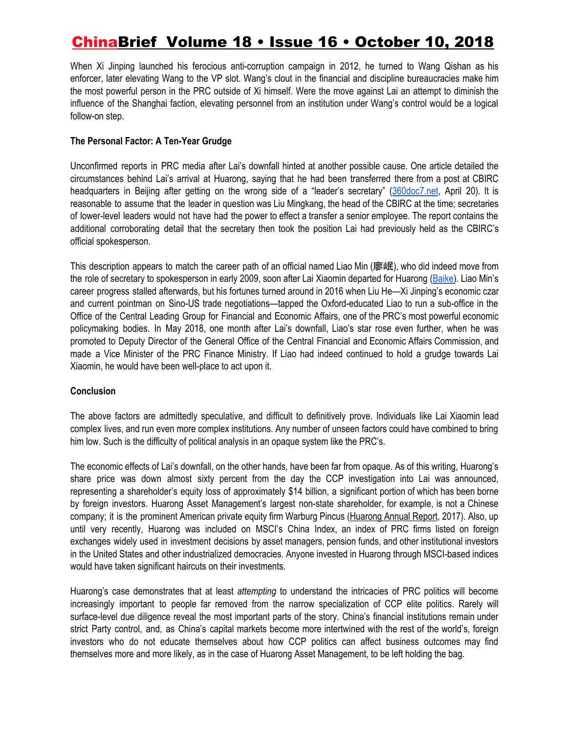When Xi Jinping launched his ferocious anti-corruption campaign in 2012, he turned to Wang Qishan as his enforcer, later elevating Wang to the VP slot. Wang's clout in the financial and discipline bureaucracies make him the most powerful person in the PRC outside of Xi himself. Were the move against Lai an attempt to diminish the influence of the Shanghai faction, elevating personnel from an institution under Wang's control would be a logical follow-on step.

**The Personal Factor: A Ten-Year Grudge**

Unconfirmed reports in PRC media after Lai's downfall hinted at another possible cause. One article detailed the circumstances behind Lai's arrival at Huarong, saying that he had been transferred there from a post at CBIRC headquarters in Beijing after getting on the wrong side of a "leader's secretary" (360doc7.net, April 20). It is reasonable to assume that the leader in question was Liu Mingkang, the head of the CBIRC at the time; secretaries of lower-level leaders would not have had the power to effect a transfer a senior employee. The report contains the additional corroborating detail that the secretary then took the position Lai had previously held as the CBIRC's official spokesperson.

This description appears to match the career path of an official named Liao Min (廖岷), who did indeed move from the role of secretary to spokesperson in early 2009, soon after Lai Xiaomin departed for Huarong (Baike). Liao Min's career progress stalled afterwards, but his fortunes turned around in 2016 when Liu He—Xi Jinping's economic czar and current pointman on Sino-US trade negotiations—tapped the Oxford-educated Liao to run a sub-office in the Office of the Central Leading Group for Financial and Economic Affairs, one of the PRC's most powerful economic policymaking bodies. In May 2018, one month after Lai's downfall, Liao's star rose even further, when he was promoted to Deputy Director of the General Office of the Central Financial and Economic Affairs Commission, and made a Vice Minister of the PRC Finance Ministry. If Liao had indeed continued to hold a grudge towards Lai Xiaomin, he would have been well-place to act upon it.

**Conclusion**

The above factors are admittedly speculative, and difficult to definitively prove. Individuals like Lai Xiaomin lead complex lives, and run even more complex institutions. Any number of unseen factors could have combined to bring him low. Such is the difficulty of political analysis in an opaque system like the PRC's.

The economic effects of Lai's downfall, on the other hands, have been far from opaque. As of this writing, Huarong's share price was down almost sixty percent from the day the CCP investigation into Lai was announced, representing a shareholder's equity loss of approximately $14 billion, a significant portion of which has been borne by foreign investors. Huarong Asset Management's largest non-state shareholder, for example, is not a Chinese company; it is the prominent American private equity firm Warburg Pincus (Huarong Annual Report, 2017). Also, up until very recently, Huarong was included on MSCI's China Index, an index of PRC firms listed on foreign exchanges widely used in investment decisions by asset managers, pension funds, and other institutional investors in the United States and other industrialized democracies. Anyone invested in Huarong through MSCI-based indices would have taken significant haircuts on their investments.

Huarong's case demonstrates that at least *attempting* to understand the intricacies of PRC politics will become increasingly important to people far removed from the narrow specialization of CCP elite politics. Rarely will surface-level due diligence reveal the most important parts of the story. China's financial institutions remain under strict Party control, and, as China's capital markets become more intertwined with the rest of the world's, foreign investors who do not educate themselves about how CCP politics can affect business outcomes may find themselves more and more likely, as in the case of Huarong Asset Management, to be left holding the bag.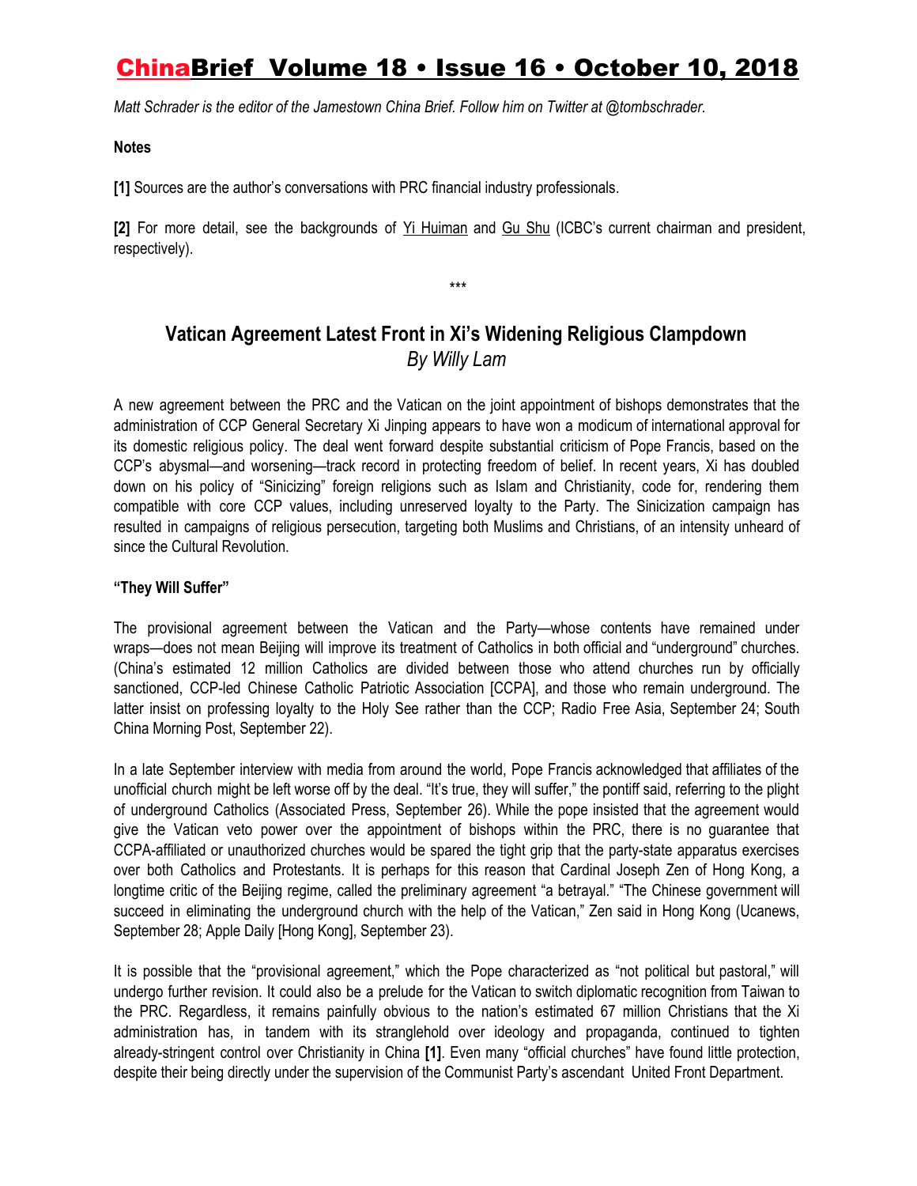*Matt Schrader is the editor of the Jamestown China Brief. Follow him on Twitter at @tombschrader.*

**Notes**

**[1]** Sources are the author's conversations with PRC financial industry professionals.

**[2]** For more detail, see the backgrounds of Yi Huiman and Gu Shu (ICBC's current chairman and president, respectively).

\*\*\*

## Vatican Agreement Latest Front in Xi's Widening Religious Clampdown

*By Willy Lam*

A new agreement between the PRC and the Vatican on the joint appointment of bishops demonstrates that the administration of CCP General Secretary Xi Jinping appears to have won a modicum of international approval for its domestic religious policy. The deal went forward despite substantial criticism of Pope Francis, based on the CCP's abysmal—and worsening—track record in protecting freedom of belief. In recent years, Xi has doubled down on his policy of "Sinicizing" foreign religions such as Islam and Christianity, code for, rendering them compatible with core CCP values, including unreserved loyalty to the Party. The Sinicization campaign has resulted in campaigns of religious persecution, targeting both Muslims and Christians, of an intensity unheard of since the Cultural Revolution.

**"They Will Suffer"**

The provisional agreement between the Vatican and the Party—whose contents have remained under wraps—does not mean Beijing will improve its treatment of Catholics in both official and "underground" churches. (China's estimated 12 million Catholics are divided between those who attend churches run by officially sanctioned, CCP-led Chinese Catholic Patriotic Association [CCPA], and those who remain underground. The latter insist on professing loyalty to the Holy See rather than the CCP; Radio Free Asia, September 24; South China Morning Post, September 22).

In a late September interview with media from around the world, Pope Francis acknowledged that affiliates of the unofficial church might be left worse off by the deal. "It's true, they will suffer," the pontiff said, referring to the plight of underground Catholics (Associated Press, September 26). While the pope insisted that the agreement would give the Vatican veto power over the appointment of bishops within the PRC, there is no guarantee that CCPA-affiliated or unauthorized churches would be spared the tight grip that the party-state apparatus exercises over both Catholics and Protestants. It is perhaps for this reason that Cardinal Joseph Zen of Hong Kong, a longtime critic of the Beijing regime, called the preliminary agreement "a betrayal." "The Chinese government will succeed in eliminating the underground church with the help of the Vatican," Zen said in Hong Kong (Ucanews, September 28; Apple Daily [Hong Kong], September 23).

It is possible that the "provisional agreement," which the Pope characterized as "not political but pastoral," will undergo further revision. It could also be a prelude for the Vatican to switch diplomatic recognition from Taiwan to the PRC. Regardless, it remains painfully obvious to the nation's estimated 67 million Christians that the Xi administration has, in tandem with its stranglehold over ideology and propaganda, continued to tighten already-stringent control over Christianity in China **[1]**. Even many "official churches" have found little protection, despite their being directly under the supervision of the Communist Party's ascendant United Front Department.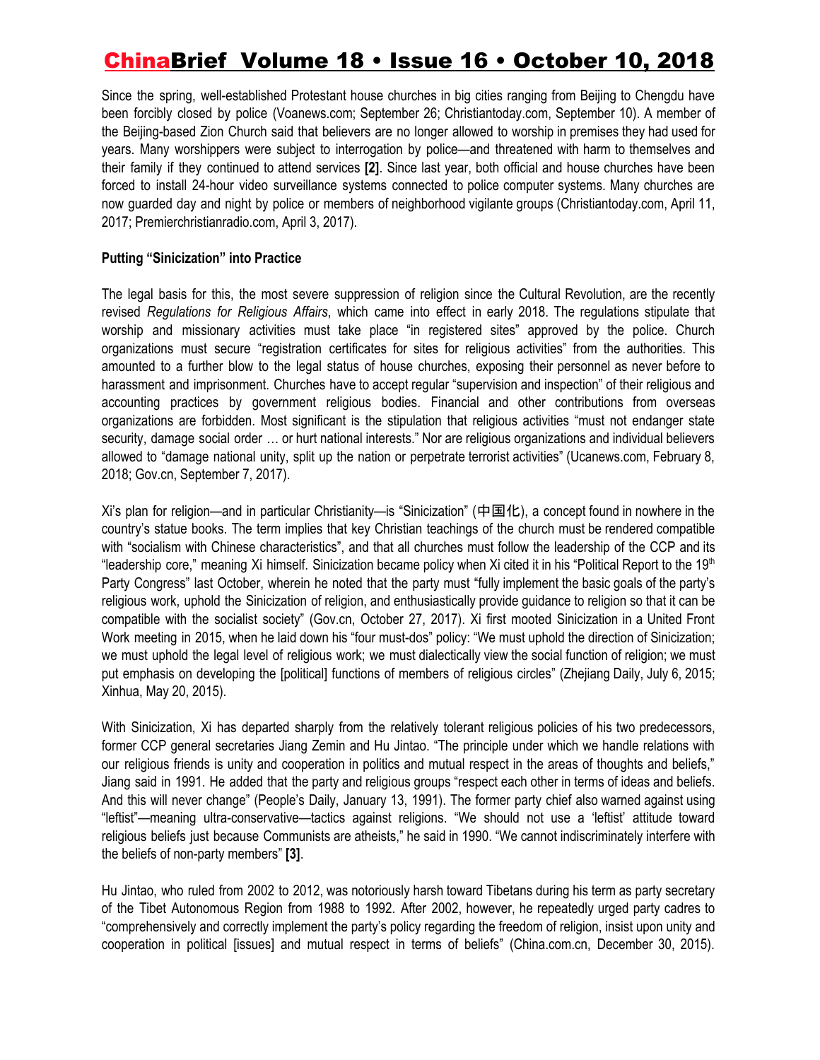Since the spring, well-established Protestant house churches in big cities ranging from Beijing to Chengdu have been forcibly closed by police (Voanews.com; September 26; Christiantoday.com, September 10). A member of the Beijing-based Zion Church said that believers are no longer allowed to worship in premises they had used for years. Many worshippers were subject to interrogation by police—and threatened with harm to themselves and their family if they continued to attend services **[2]**. Since last year, both official and house churches have been forced to install 24-hour video surveillance systems connected to police computer systems. Many churches are now guarded day and night by police or members of neighborhood vigilante groups (Christiantoday.com, April 11, 2017; Premierchristianradio.com, April 3, 2017).

**Putting "Sinicization" into Practice**

The legal basis for this, the most severe suppression of religion since the Cultural Revolution, are the recently revised *Regulations for Religious Affairs*, which came into effect in early 2018. The regulations stipulate that worship and missionary activities must take place "in registered sites" approved by the police. Church organizations must secure "registration certificates for sites for religious activities" from the authorities. This amounted to a further blow to the legal status of house churches, exposing their personnel as never before to harassment and imprisonment. Churches have to accept regular "supervision and inspection" of their religious and accounting practices by government religious bodies. Financial and other contributions from overseas organizations are forbidden. Most significant is the stipulation that religious activities "must not endanger state security, damage social order … or hurt national interests." Nor are religious organizations and individual believers allowed to "damage national unity, split up the nation or perpetrate terrorist activities" (Ucanews.com, February 8, 2018; Gov.cn, September 7, 2017).

Xi's plan for religion—and in particular Christianity—is "Sinicization" (中国化), a concept found in nowhere in the country's statue books. The term implies that key Christian teachings of the church must be rendered compatible with "socialism with Chinese characteristics", and that all churches must follow the leadership of the CCP and its "leadership core," meaning Xi himself. Sinicization became policy when Xi cited it in his "Political Report to the 19th Party Congress" last October, wherein he noted that the party must "fully implement the basic goals of the party's religious work, uphold the Sinicization of religion, and enthusiastically provide guidance to religion so that it can be compatible with the socialist society" (Gov.cn, October 27, 2017). Xi first mooted Sinicization in a United Front Work meeting in 2015, when he laid down his "four must-dos" policy: "We must uphold the direction of Sinicization; we must uphold the legal level of religious work; we must dialectically view the social function of religion; we must put emphasis on developing the [political] functions of members of religious circles" (Zhejiang Daily, July 6, 2015; Xinhua, May 20, 2015).

With Sinicization, Xi has departed sharply from the relatively tolerant religious policies of his two predecessors, former CCP general secretaries Jiang Zemin and Hu Jintao. "The principle under which we handle relations with our religious friends is unity and cooperation in politics and mutual respect in the areas of thoughts and beliefs," Jiang said in 1991. He added that the party and religious groups "respect each other in terms of ideas and beliefs. And this will never change" (People's Daily, January 13, 1991). The former party chief also warned against using "leftist"—meaning ultra-conservative—tactics against religions. "We should not use a 'leftist' attitude toward religious beliefs just because Communists are atheists," he said in 1990. "We cannot indiscriminately interfere with the beliefs of non-party members" **[3]**.

Hu Jintao, who ruled from 2002 to 2012, was notoriously harsh toward Tibetans during his term as party secretary of the Tibet Autonomous Region from 1988 to 1992. After 2002, however, he repeatedly urged party cadres to "comprehensively and correctly implement the party's policy regarding the freedom of religion, insist upon unity and cooperation in political [issues] and mutual respect in terms of beliefs" (China.com.cn, December 30, 2015).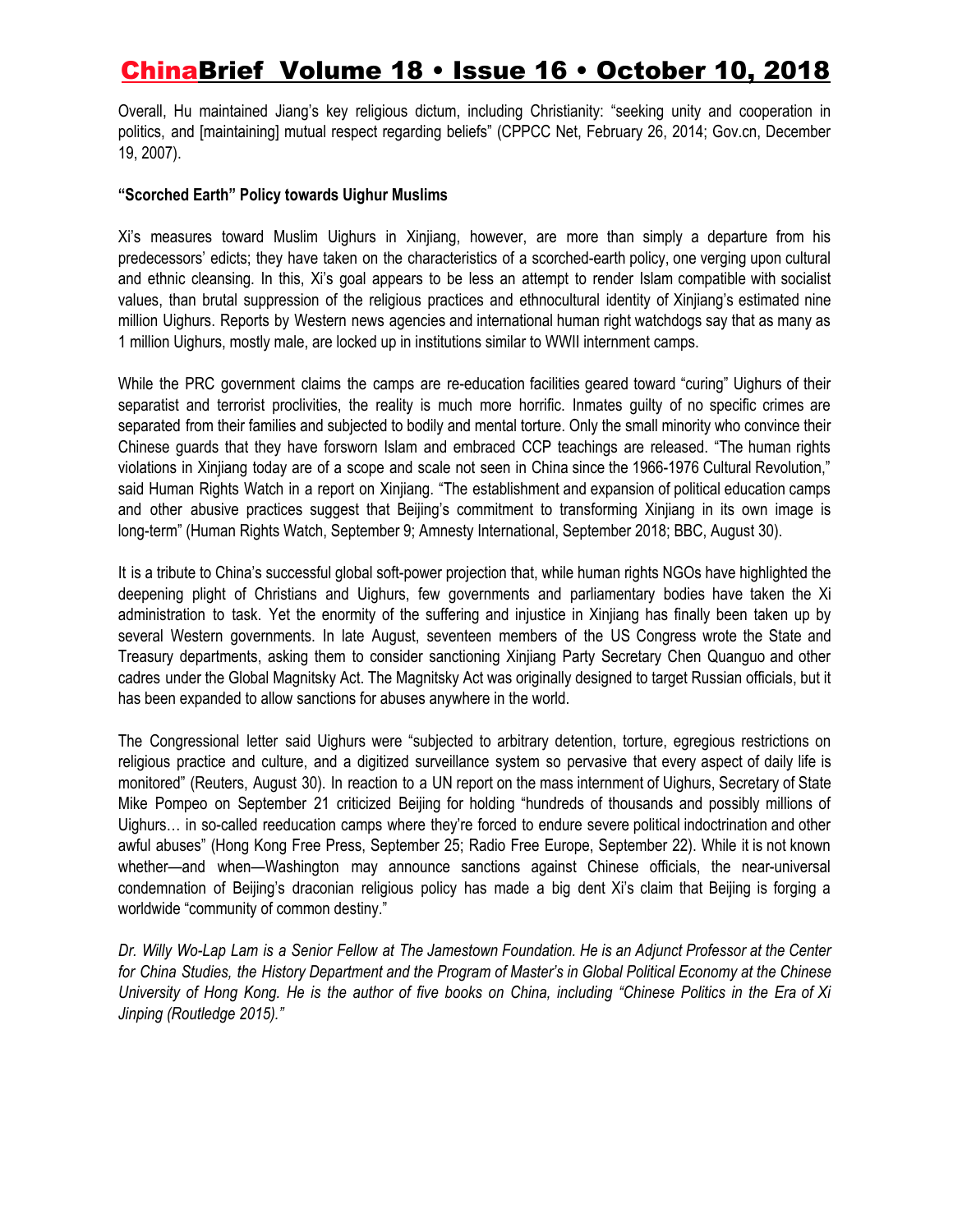Overall, Hu maintained Jiang's key religious dictum, including Christianity: "seeking unity and cooperation in politics, and [maintaining] mutual respect regarding beliefs" (CPPCC Net, February 26, 2014; Gov.cn, December 19, 2007).

**"Scorched Earth" Policy towards Uighur Muslims**

Xi's measures toward Muslim Uighurs in Xinjiang, however, are more than simply a departure from his predecessors' edicts; they have taken on the characteristics of a scorched-earth policy, one verging upon cultural and ethnic cleansing. In this, Xi's goal appears to be less an attempt to render Islam compatible with socialist values, than brutal suppression of the religious practices and ethnocultural identity of Xinjiang's estimated nine million Uighurs. Reports by Western news agencies and international human right watchdogs say that as many as 1 million Uighurs, mostly male, are locked up in institutions similar to WWII internment camps.

While the PRC government claims the camps are re-education facilities geared toward "curing" Uighurs of their separatist and terrorist proclivities, the reality is much more horrific. Inmates guilty of no specific crimes are separated from their families and subjected to bodily and mental torture. Only the small minority who convince their Chinese guards that they have forsworn Islam and embraced CCP teachings are released. "The human rights violations in Xinjiang today are of a scope and scale not seen in China since the 1966-1976 Cultural Revolution," said Human Rights Watch in a report on Xinjiang. "The establishment and expansion of political education camps and other abusive practices suggest that Beijing's commitment to transforming Xinjiang in its own image is long-term" (Human Rights Watch, September 9; Amnesty International, September 2018; BBC, August 30).

It is a tribute to China's successful global soft-power projection that, while human rights NGOs have highlighted the deepening plight of Christians and Uighurs, few governments and parliamentary bodies have taken the Xi administration to task. Yet the enormity of the suffering and injustice in Xinjiang has finally been taken up by several Western governments. In late August, seventeen members of the US Congress wrote the State and Treasury departments, asking them to consider sanctioning Xinjiang Party Secretary Chen Quanguo and other cadres under the Global Magnitsky Act. The Magnitsky Act was originally designed to target Russian officials, but it has been expanded to allow sanctions for abuses anywhere in the world.

The Congressional letter said Uighurs were "subjected to arbitrary detention, torture, egregious restrictions on religious practice and culture, and a digitized surveillance system so pervasive that every aspect of daily life is monitored" (Reuters, August 30). In reaction to a UN report on the mass internment of Uighurs, Secretary of State Mike Pompeo on September 21 criticized Beijing for holding "hundreds of thousands and possibly millions of Uighurs… in so-called reeducation camps where they're forced to endure severe political indoctrination and other awful abuses" (Hong Kong Free Press, September 25; Radio Free Europe, September 22). While it is not known whether—and when—Washington may announce sanctions against Chinese officials, the near-universal condemnation of Beijing's draconian religious policy has made a big dent Xi's claim that Beijing is forging a worldwide "community of common destiny."

*Dr. Willy Wo-Lap Lam is a Senior Fellow at The Jamestown Foundation. He is an Adjunct Professor at the Center for China Studies, the History Department and the Program of Master's in Global Political Economy at the Chinese University of Hong Kong. He is the author of five books on China, including "Chinese Politics in the Era of Xi Jinping (Routledge 2015)."*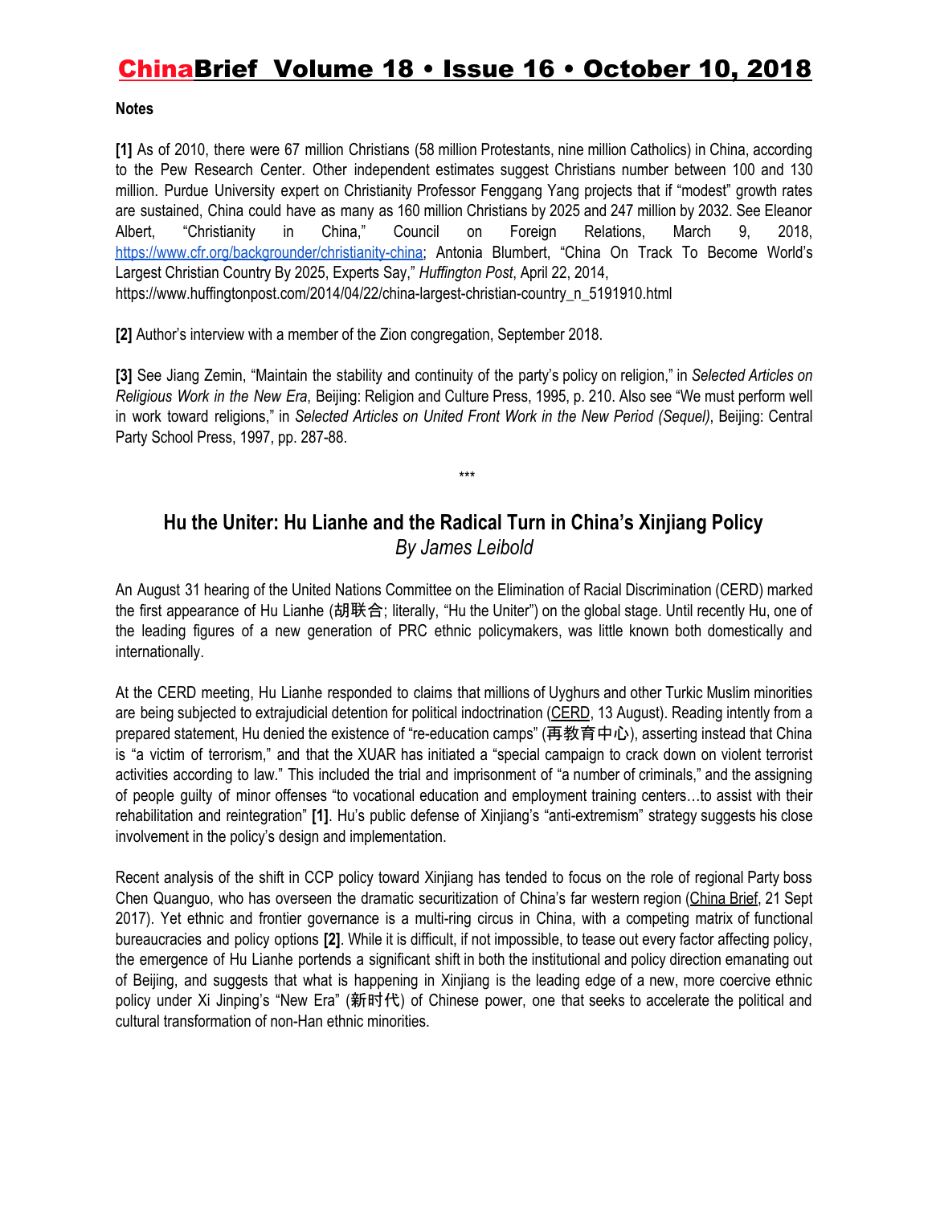**Notes**

**[1]** As of 2010, there were 67 million Christians (58 million Protestants, nine million Catholics) in China, according to the Pew Research Center. Other independent estimates suggest Christians number between 100 and 130 million. Purdue University expert on Christianity Professor Fenggang Yang projects that if "modest" growth rates are sustained, China could have as many as 160 million Christians by 2025 and 247 million by 2032. See Eleanor Albert, "Christianity in China," Council on Foreign Relations, March 9, 2018, https://www.cfr.org/backgrounder/christianity-china; Antonia Blumbert, "China On Track To Become World's Largest Christian Country By 2025, Experts Say," *Huffington Post*, April 22, 2014, https://www.huffingtonpost.com/2014/04/22/china-largest-christian-country_n_5191910.html

**[2]** Author's interview with a member of the Zion congregation, September 2018.

**[3]** See Jiang Zemin, "Maintain the stability and continuity of the party's policy on religion," in *Selected Articles on Religious Work in the New Era*, Beijing: Religion and Culture Press, 1995, p. 210. Also see "We must perform well in work toward religions," in *Selected Articles on United Front Work in the New Period (Sequel)*, Beijing: Central Party School Press, 1997, pp. 287-88.

***

## Hu the Uniter: Hu Lianhe and the Radical Turn in China's Xinjiang Policy

*By James Leibold*

An August 31 hearing of the United Nations Committee on the Elimination of Racial Discrimination (CERD) marked the first appearance of Hu Lianhe (胡联合; literally, "Hu the Uniter") on the global stage. Until recently Hu, one of the leading figures of a new generation of PRC ethnic policymakers, was little known both domestically and internationally.

At the CERD meeting, Hu Lianhe responded to claims that millions of Uyghurs and other Turkic Muslim minorities are being subjected to extrajudicial detention for political indoctrination (CERD, 13 August). Reading intently from a prepared statement, Hu denied the existence of "re-education camps" (再教育中心), asserting instead that China is "a victim of terrorism," and that the XUAR has initiated a "special campaign to crack down on violent terrorist activities according to law." This included the trial and imprisonment of "a number of criminals," and the assigning of people guilty of minor offenses "to vocational education and employment training centers…to assist with their rehabilitation and reintegration" **[1]**. Hu's public defense of Xinjiang's "anti-extremism" strategy suggests his close involvement in the policy's design and implementation.

Recent analysis of the shift in CCP policy toward Xinjiang has tended to focus on the role of regional Party boss Chen Quanguo, who has overseen the dramatic securitization of China's far western region (China Brief, 21 Sept 2017). Yet ethnic and frontier governance is a multi-ring circus in China, with a competing matrix of functional bureaucracies and policy options **[2]**. While it is difficult, if not impossible, to tease out every factor affecting policy, the emergence of Hu Lianhe portends a significant shift in both the institutional and policy direction emanating out of Beijing, and suggests that what is happening in Xinjiang is the leading edge of a new, more coercive ethnic policy under Xi Jinping's "New Era" (新时代) of Chinese power, one that seeks to accelerate the political and cultural transformation of non-Han ethnic minorities.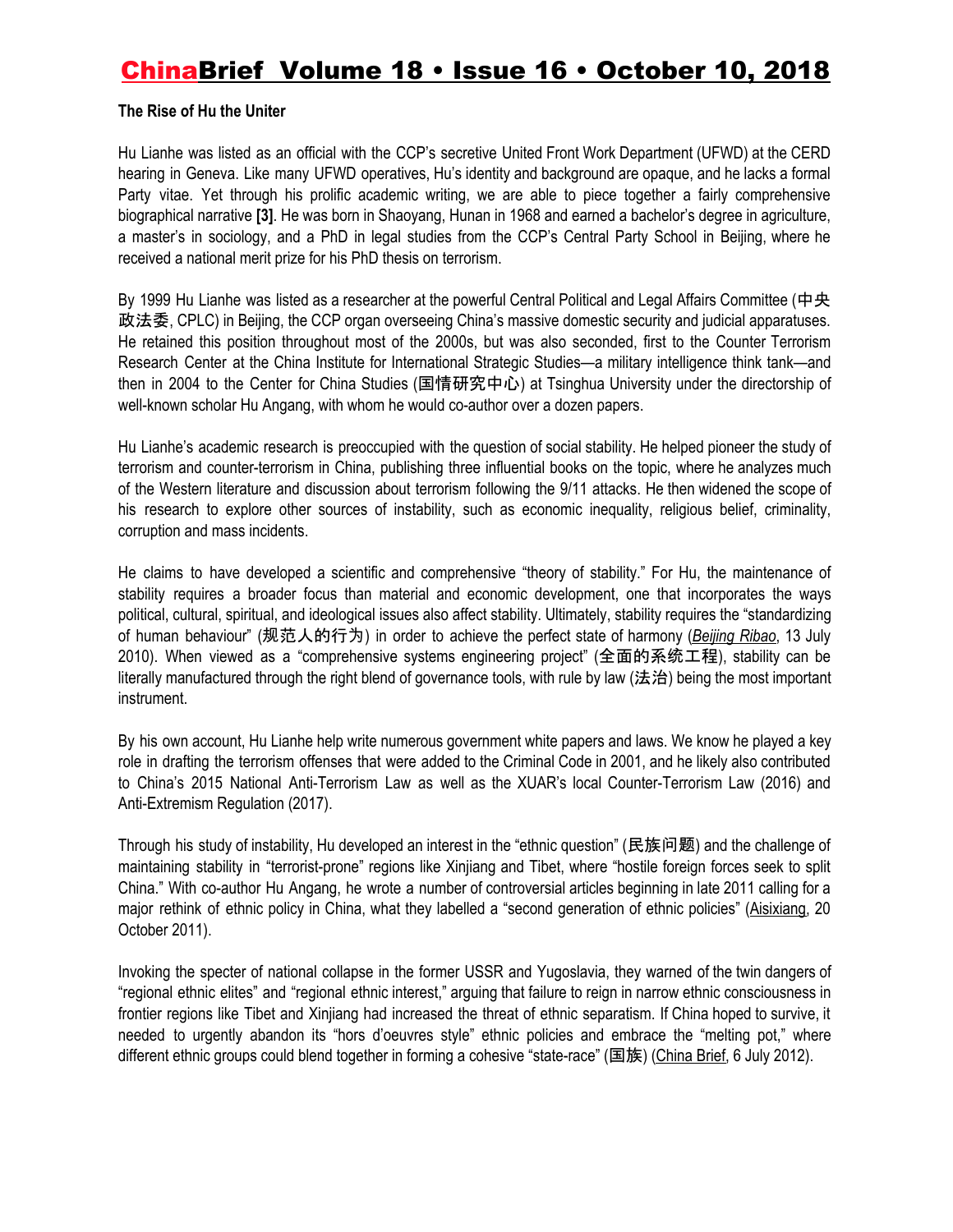**The Rise of Hu the Uniter**

Hu Lianhe was listed as an official with the CCP's secretive United Front Work Department (UFWD) at the CERD hearing in Geneva. Like many UFWD operatives, Hu's identity and background are opaque, and he lacks a formal Party vitae. Yet through his prolific academic writing, we are able to piece together a fairly comprehensive biographical narrative **[3]**. He was born in Shaoyang, Hunan in 1968 and earned a bachelor's degree in agriculture, a master's in sociology, and a PhD in legal studies from the CCP's Central Party School in Beijing, where he received a national merit prize for his PhD thesis on terrorism.

By 1999 Hu Lianhe was listed as a researcher at the powerful Central Political and Legal Affairs Committee (中央政法委, CPLC) in Beijing, the CCP organ overseeing China's massive domestic security and judicial apparatuses. He retained this position throughout most of the 2000s, but was also seconded, first to the Counter Terrorism Research Center at the China Institute for International Strategic Studies—a military intelligence think tank—and then in 2004 to the Center for China Studies (国情研究中心) at Tsinghua University under the directorship of well-known scholar Hu Angang, with whom he would co-author over a dozen papers.

Hu Lianhe's academic research is preoccupied with the question of social stability. He helped pioneer the study of terrorism and counter-terrorism in China, publishing three influential books on the topic, where he analyzes much of the Western literature and discussion about terrorism following the 9/11 attacks. He then widened the scope of his research to explore other sources of instability, such as economic inequality, religious belief, criminality, corruption and mass incidents.

He claims to have developed a scientific and comprehensive "theory of stability." For Hu, the maintenance of stability requires a broader focus than material and economic development, one that incorporates the ways political, cultural, spiritual, and ideological issues also affect stability. Ultimately, stability requires the "standardizing of human behaviour" (规范人的行为) in order to achieve the perfect state of harmony (*Beijing Ribao*, 13 July 2010). When viewed as a "comprehensive systems engineering project" (全面的系统工程), stability can be literally manufactured through the right blend of governance tools, with rule by law (法治) being the most important instrument.

By his own account, Hu Lianhe help write numerous government white papers and laws. We know he played a key role in drafting the terrorism offenses that were added to the Criminal Code in 2001, and he likely also contributed to China's 2015 National Anti-Terrorism Law as well as the XUAR's local Counter-Terrorism Law (2016) and Anti-Extremism Regulation (2017).

Through his study of instability, Hu developed an interest in the "ethnic question" (民族问题) and the challenge of maintaining stability in "terrorist-prone" regions like Xinjiang and Tibet, where "hostile foreign forces seek to split China." With co-author Hu Angang, he wrote a number of controversial articles beginning in late 2011 calling for a major rethink of ethnic policy in China, what they labelled a "second generation of ethnic policies" (Aisixiang, 20 October 2011).

Invoking the specter of national collapse in the former USSR and Yugoslavia, they warned of the twin dangers of "regional ethnic elites" and "regional ethnic interest," arguing that failure to reign in narrow ethnic consciousness in frontier regions like Tibet and Xinjiang had increased the threat of ethnic separatism. If China hoped to survive, it needed to urgently abandon its "hors d'oeuvres style" ethnic policies and embrace the "melting pot," where different ethnic groups could blend together in forming a cohesive "state-race" (国族) (China Brief, 6 July 2012).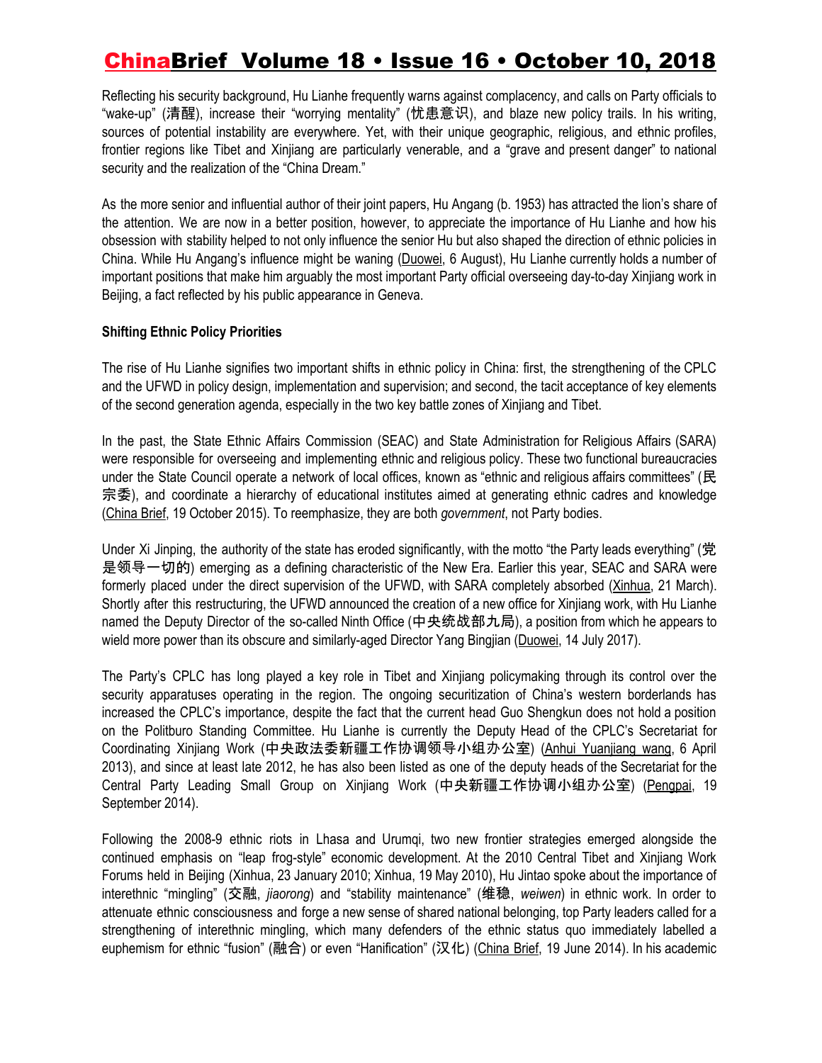Reflecting his security background, Hu Lianhe frequently warns against complacency, and calls on Party officials to "wake-up" (清醒), increase their "worrying mentality" (忧患意识), and blaze new policy trails. In his writing, sources of potential instability are everywhere. Yet, with their unique geographic, religious, and ethnic profiles, frontier regions like Tibet and Xinjiang are particularly venerable, and a "grave and present danger" to national security and the realization of the "China Dream."

As the more senior and influential author of their joint papers, Hu Angang (b. 1953) has attracted the lion's share of the attention. We are now in a better position, however, to appreciate the importance of Hu Lianhe and how his obsession with stability helped to not only influence the senior Hu but also shaped the direction of ethnic policies in China. While Hu Angang's influence might be waning (Duowei, 6 August), Hu Lianhe currently holds a number of important positions that make him arguably the most important Party official overseeing day-to-day Xinjiang work in Beijing, a fact reflected by his public appearance in Geneva.

**Shifting Ethnic Policy Priorities**

The rise of Hu Lianhe signifies two important shifts in ethnic policy in China: first, the strengthening of the CPLC and the UFWD in policy design, implementation and supervision; and second, the tacit acceptance of key elements of the second generation agenda, especially in the two key battle zones of Xinjiang and Tibet.

In the past, the State Ethnic Affairs Commission (SEAC) and State Administration for Religious Affairs (SARA) were responsible for overseeing and implementing ethnic and religious policy. These two functional bureaucracies under the State Council operate a network of local offices, known as "ethnic and religious affairs committees" (民宗委), and coordinate a hierarchy of educational institutes aimed at generating ethnic cadres and knowledge (China Brief, 19 October 2015). To reemphasize, they are both *government*, not Party bodies.

Under Xi Jinping, the authority of the state has eroded significantly, with the motto "the Party leads everything" (党是领导一切的) emerging as a defining characteristic of the New Era. Earlier this year, SEAC and SARA were formerly placed under the direct supervision of the UFWD, with SARA completely absorbed (Xinhua, 21 March). Shortly after this restructuring, the UFWD announced the creation of a new office for Xinjiang work, with Hu Lianhe named the Deputy Director of the so-called Ninth Office (中央统战部九局), a position from which he appears to wield more power than its obscure and similarly-aged Director Yang Bingjian (Duowei, 14 July 2017).

The Party's CPLC has long played a key role in Tibet and Xinjiang policymaking through its control over the security apparatuses operating in the region. The ongoing securitization of China's western borderlands has increased the CPLC's importance, despite the fact that the current head Guo Shengkun does not hold a position on the Politburo Standing Committee. Hu Lianhe is currently the Deputy Head of the CPLC's Secretariat for Coordinating Xinjiang Work (中央政法委新疆工作协调领导小组办公室) (Anhui Yuanjiang wang, 6 April 2013), and since at least late 2012, he has also been listed as one of the deputy heads of the Secretariat for the Central Party Leading Small Group on Xinjiang Work (中央新疆工作协调小组办公室) (Pengpai, 19 September 2014).

Following the 2008-9 ethnic riots in Lhasa and Urumqi, two new frontier strategies emerged alongside the continued emphasis on "leap frog-style" economic development. At the 2010 Central Tibet and Xinjiang Work Forums held in Beijing (Xinhua, 23 January 2010; Xinhua, 19 May 2010), Hu Jintao spoke about the importance of interethnic "mingling" (交融, *jiaorong*) and "stability maintenance" (维稳, *weiwen*) in ethnic work. In order to attenuate ethnic consciousness and forge a new sense of shared national belonging, top Party leaders called for a strengthening of interethnic mingling, which many defenders of the ethnic status quo immediately labelled a euphemism for ethnic "fusion" (融合) or even "Hanification" (汉化) (China Brief, 19 June 2014). In his academic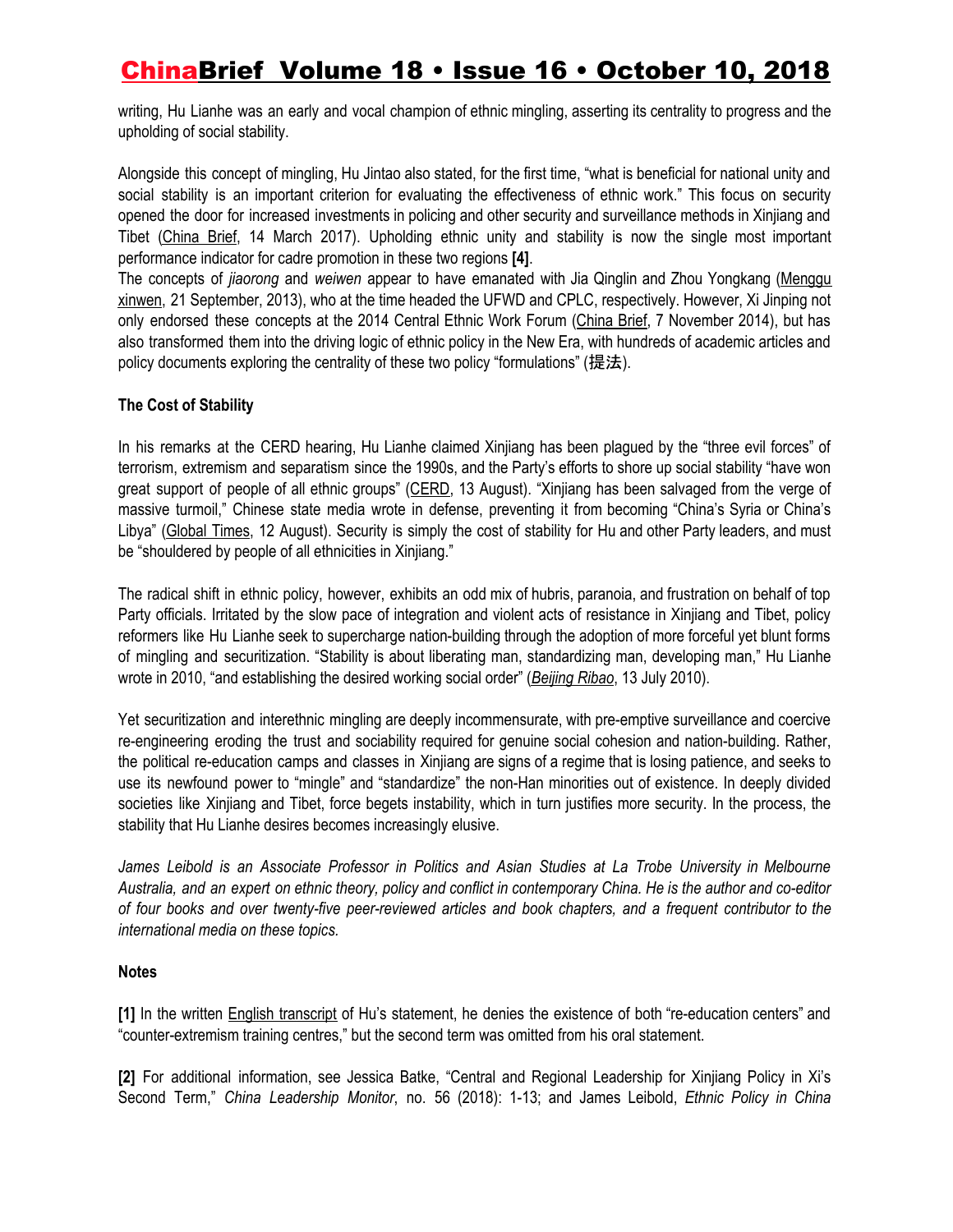writing, Hu Lianhe was an early and vocal champion of ethnic mingling, asserting its centrality to progress and the upholding of social stability.

Alongside this concept of mingling, Hu Jintao also stated, for the first time, "what is beneficial for national unity and social stability is an important criterion for evaluating the effectiveness of ethnic work." This focus on security opened the door for increased investments in policing and other security and surveillance methods in Xinjiang and Tibet (China Brief, 14 March 2017). Upholding ethnic unity and stability is now the single most important performance indicator for cadre promotion in these two regions **[4]**.

The concepts of *jiaorong* and *weiwen* appear to have emanated with Jia Qinglin and Zhou Yongkang (Menggu xinwen, 21 September, 2013), who at the time headed the UFWD and CPLC, respectively. However, Xi Jinping not only endorsed these concepts at the 2014 Central Ethnic Work Forum (China Brief, 7 November 2014), but has also transformed them into the driving logic of ethnic policy in the New Era, with hundreds of academic articles and policy documents exploring the centrality of these two policy "formulations" (提法).

**The Cost of Stability**

In his remarks at the CERD hearing, Hu Lianhe claimed Xinjiang has been plagued by the "three evil forces" of terrorism, extremism and separatism since the 1990s, and the Party's efforts to shore up social stability "have won great support of people of all ethnic groups" (CERD, 13 August). "Xinjiang has been salvaged from the verge of massive turmoil," Chinese state media wrote in defense, preventing it from becoming "China's Syria or China's Libya" (Global Times, 12 August). Security is simply the cost of stability for Hu and other Party leaders, and must be "shouldered by people of all ethnicities in Xinjiang."

The radical shift in ethnic policy, however, exhibits an odd mix of hubris, paranoia, and frustration on behalf of top Party officials. Irritated by the slow pace of integration and violent acts of resistance in Xinjiang and Tibet, policy reformers like Hu Lianhe seek to supercharge nation-building through the adoption of more forceful yet blunt forms of mingling and securitization. "Stability is about liberating man, standardizing man, developing man," Hu Lianhe wrote in 2010, "and establishing the desired working social order" (*Beijing Ribao*, 13 July 2010).

Yet securitization and interethnic mingling are deeply incommensurate, with pre-emptive surveillance and coercive re-engineering eroding the trust and sociability required for genuine social cohesion and nation-building. Rather, the political re-education camps and classes in Xinjiang are signs of a regime that is losing patience, and seeks to use its newfound power to "mingle" and "standardize" the non-Han minorities out of existence. In deeply divided societies like Xinjiang and Tibet, force begets instability, which in turn justifies more security. In the process, the stability that Hu Lianhe desires becomes increasingly elusive.

*James Leibold is an Associate Professor in Politics and Asian Studies at La Trobe University in Melbourne Australia, and an expert on ethnic theory, policy and conflict in contemporary China. He is the author and co-editor of four books and over twenty-five peer-reviewed articles and book chapters, and a frequent contributor to the international media on these topics.*

**Notes**

**[1]** In the written English transcript of Hu's statement, he denies the existence of both "re-education centers" and "counter-extremism training centres," but the second term was omitted from his oral statement.

**[2]** For additional information, see Jessica Batke, "Central and Regional Leadership for Xinjiang Policy in Xi's Second Term," *China Leadership Monitor*, no. 56 (2018): 1-13; and James Leibold, *Ethnic Policy in China*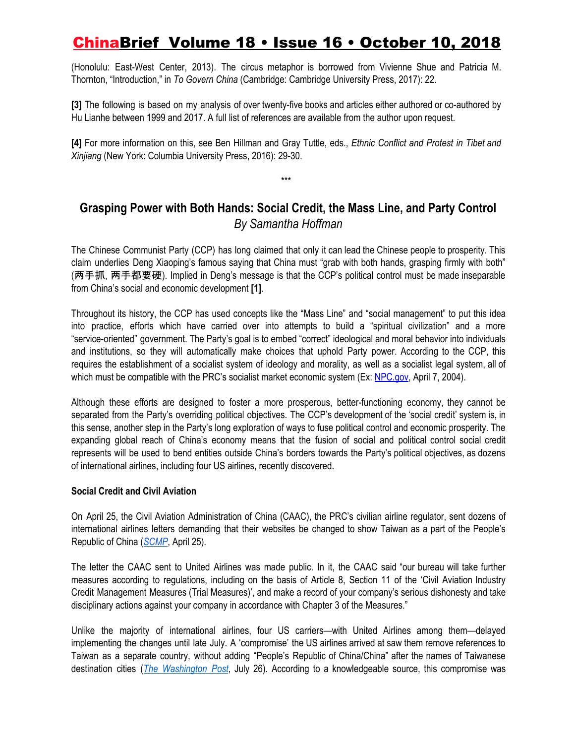(Honolulu: East-West Center, 2013). The circus metaphor is borrowed from Vivienne Shue and Patricia M. Thornton, "Introduction," in *To Govern China* (Cambridge: Cambridge University Press, 2017): 22.

**[3]** The following is based on my analysis of over twenty-five books and articles either authored or co-authored by Hu Lianhe between 1999 and 2017. A full list of references are available from the author upon request.

**[4]** For more information on this, see Ben Hillman and Gray Tuttle, eds., *Ethnic Conflict and Protest in Tibet and Xinjiang* (New York: Columbia University Press, 2016): 29-30.

\*\*\*

## Grasping Power with Both Hands: Social Credit, the Mass Line, and Party Control

*By Samantha Hoffman*

The Chinese Communist Party (CCP) has long claimed that only it can lead the Chinese people to prosperity. This claim underlies Deng Xiaoping's famous saying that China must "grab with both hands, grasping firmly with both" (两手抓, 两手都要硬). Implied in Deng's message is that the CCP's political control must be made inseparable from China's social and economic development **[1]**.

Throughout its history, the CCP has used concepts like the "Mass Line" and "social management" to put this idea into practice, efforts which have carried over into attempts to build a "spiritual civilization" and a more "service-oriented" government. The Party's goal is to embed "correct" ideological and moral behavior into individuals and institutions, so they will automatically make choices that uphold Party power. According to the CCP, this requires the establishment of a socialist system of ideology and morality, as well as a socialist legal system, all of which must be compatible with the PRC's socialist market economic system (Ex: NPC.gov, April 7, 2004).

Although these efforts are designed to foster a more prosperous, better-functioning economy, they cannot be separated from the Party's overriding political objectives. The CCP's development of the 'social credit' system is, in this sense, another step in the Party's long exploration of ways to fuse political control and economic prosperity. The expanding global reach of China's economy means that the fusion of social and political control social credit represents will be used to bend entities outside China's borders towards the Party's political objectives, as dozens of international airlines, including four US airlines, recently discovered.

### Social Credit and Civil Aviation

On April 25, the Civil Aviation Administration of China (CAAC), the PRC's civilian airline regulator, sent dozens of international airlines letters demanding that their websites be changed to show Taiwan as a part of the People's Republic of China (*SCMP*, April 25).

The letter the CAAC sent to United Airlines was made public. In it, the CAAC said "our bureau will take further measures according to regulations, including on the basis of Article 8, Section 11 of the 'Civil Aviation Industry Credit Management Measures (Trial Measures)', and make a record of your company's serious dishonesty and take disciplinary actions against your company in accordance with Chapter 3 of the Measures."

Unlike the majority of international airlines, four US carriers—with United Airlines among them—delayed implementing the changes until late July. A 'compromise' the US airlines arrived at saw them remove references to Taiwan as a separate country, without adding "People's Republic of China/China" after the names of Taiwanese destination cities (*The Washington Post*, July 26). According to a knowledgeable source, this compromise was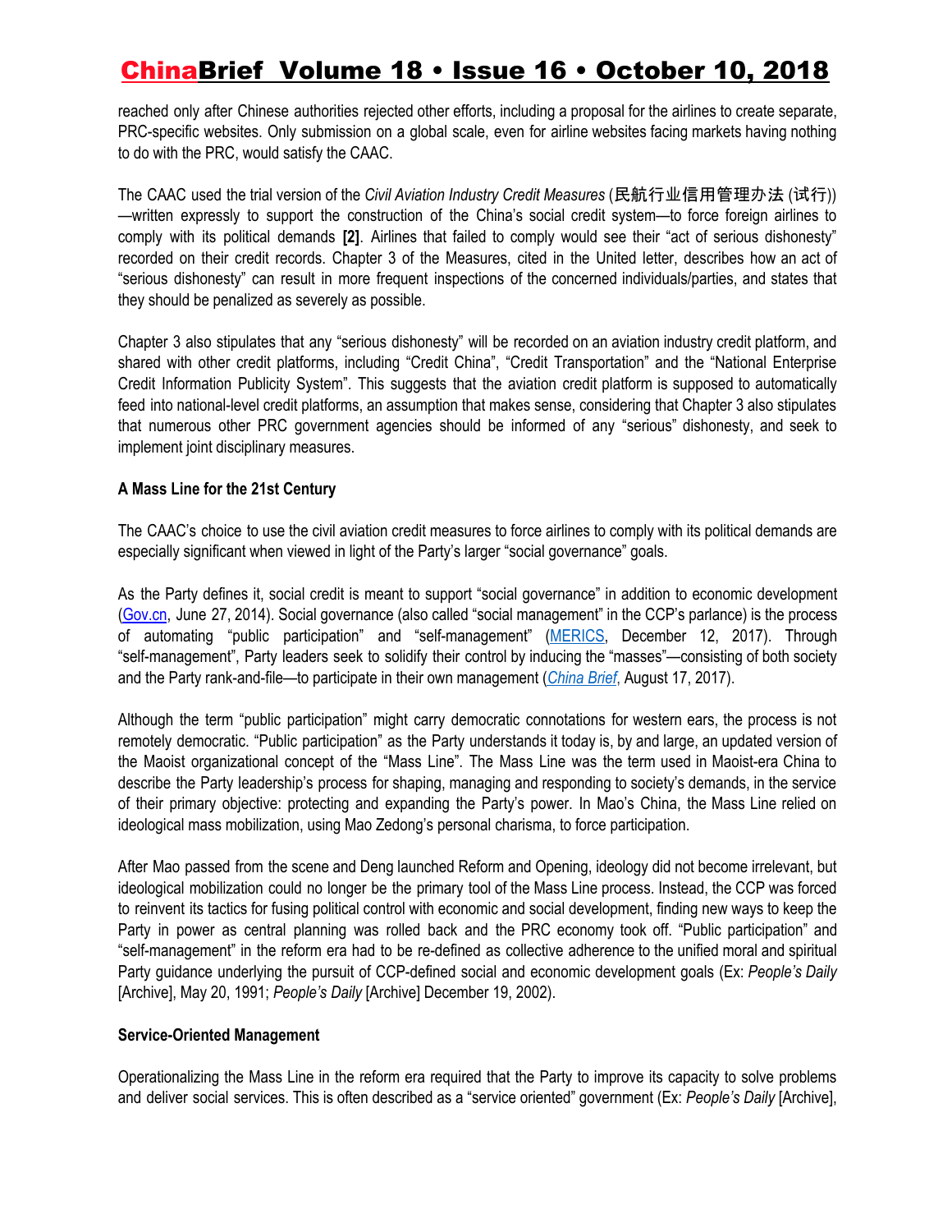reached only after Chinese authorities rejected other efforts, including a proposal for the airlines to create separate, PRC-specific websites. Only submission on a global scale, even for airline websites facing markets having nothing to do with the PRC, would satisfy the CAAC.

The CAAC used the trial version of the *Civil Aviation Industry Credit Measures* (民航行业信用管理办法 (试行))—written expressly to support the construction of the China's social credit system—to force foreign airlines to comply with its political demands **[2]**. Airlines that failed to comply would see their "act of serious dishonesty" recorded on their credit records. Chapter 3 of the Measures, cited in the United letter, describes how an act of "serious dishonesty" can result in more frequent inspections of the concerned individuals/parties, and states that they should be penalized as severely as possible.

Chapter 3 also stipulates that any "serious dishonesty" will be recorded on an aviation industry credit platform, and shared with other credit platforms, including "Credit China", "Credit Transportation" and the "National Enterprise Credit Information Publicity System". This suggests that the aviation credit platform is supposed to automatically feed into national-level credit platforms, an assumption that makes sense, considering that Chapter 3 also stipulates that numerous other PRC government agencies should be informed of any "serious" dishonesty, and seek to implement joint disciplinary measures.

**A Mass Line for the 21st Century**

The CAAC's choice to use the civil aviation credit measures to force airlines to comply with its political demands are especially significant when viewed in light of the Party's larger "social governance" goals.

As the Party defines it, social credit is meant to support "social governance" in addition to economic development (Gov.cn, June 27, 2014). Social governance (also called "social management" in the CCP's parlance) is the process of automating "public participation" and "self-management" (MERICS, December 12, 2017). Through "self-management", Party leaders seek to solidify their control by inducing the "masses"—consisting of both society and the Party rank-and-file—to participate in their own management (*China Brief*, August 17, 2017).

Although the term "public participation" might carry democratic connotations for western ears, the process is not remotely democratic. "Public participation" as the Party understands it today is, by and large, an updated version of the Maoist organizational concept of the "Mass Line". The Mass Line was the term used in Maoist-era China to describe the Party leadership's process for shaping, managing and responding to society's demands, in the service of their primary objective: protecting and expanding the Party's power. In Mao's China, the Mass Line relied on ideological mass mobilization, using Mao Zedong's personal charisma, to force participation.

After Mao passed from the scene and Deng launched Reform and Opening, ideology did not become irrelevant, but ideological mobilization could no longer be the primary tool of the Mass Line process. Instead, the CCP was forced to reinvent its tactics for fusing political control with economic and social development, finding new ways to keep the Party in power as central planning was rolled back and the PRC economy took off. "Public participation" and "self-management" in the reform era had to be re-defined as collective adherence to the unified moral and spiritual Party guidance underlying the pursuit of CCP-defined social and economic development goals (Ex: *People's Daily* [Archive], May 20, 1991; *People's Daily* [Archive] December 19, 2002).

**Service-Oriented Management**

Operationalizing the Mass Line in the reform era required that the Party to improve its capacity to solve problems and deliver social services. This is often described as a "service oriented" government (Ex: *People's Daily* [Archive],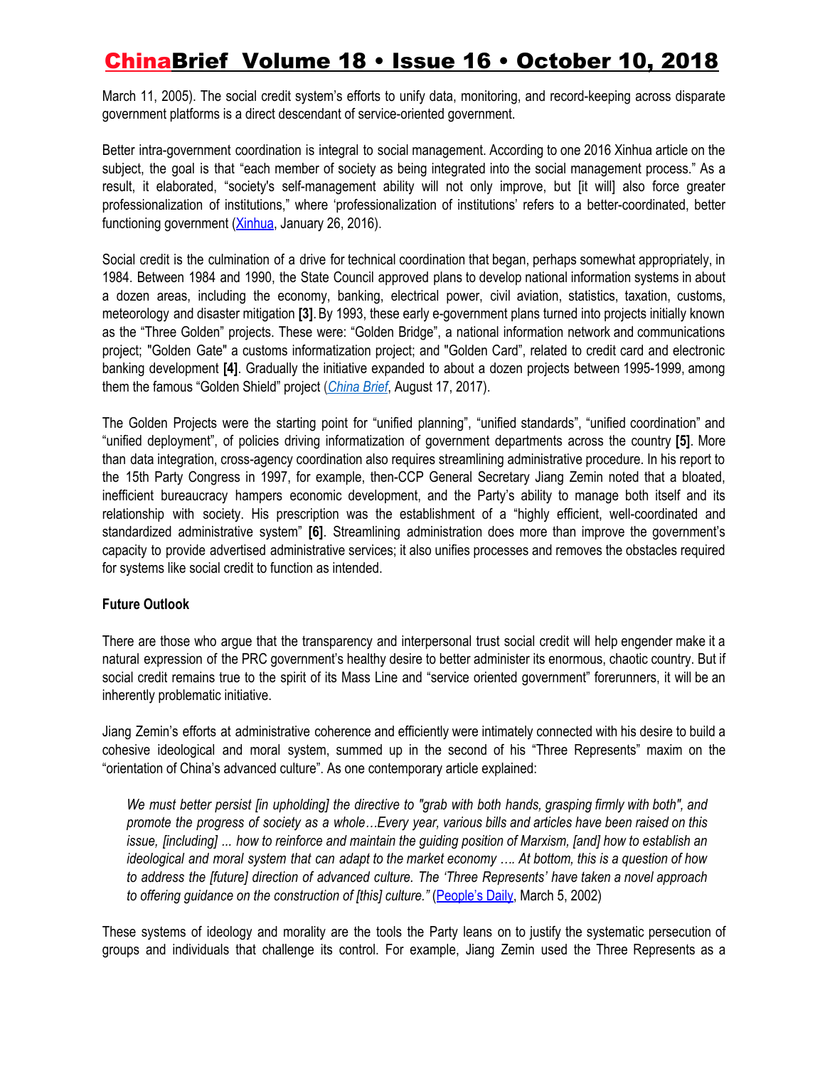March 11, 2005). The social credit system's efforts to unify data, monitoring, and record-keeping across disparate government platforms is a direct descendant of service-oriented government.

Better intra-government coordination is integral to social management. According to one 2016 Xinhua article on the subject, the goal is that "each member of society as being integrated into the social management process." As a result, it elaborated, "society's self-management ability will not only improve, but [it will] also force greater professionalization of institutions," where 'professionalization of institutions' refers to a better-coordinated, better functioning government (Xinhua, January 26, 2016).

Social credit is the culmination of a drive for technical coordination that began, perhaps somewhat appropriately, in 1984. Between 1984 and 1990, the State Council approved plans to develop national information systems in about a dozen areas, including the economy, banking, electrical power, civil aviation, statistics, taxation, customs, meteorology and disaster mitigation **[3]**. By 1993, these early e-government plans turned into projects initially known as the "Three Golden" projects. These were: "Golden Bridge", a national information network and communications project; "Golden Gate" a customs informatization project; and "Golden Card", related to credit card and electronic banking development **[4]**. Gradually the initiative expanded to about a dozen projects between 1995-1999, among them the famous "Golden Shield" project (*China Brief*, August 17, 2017).

The Golden Projects were the starting point for "unified planning", "unified standards", "unified coordination" and "unified deployment", of policies driving informatization of government departments across the country **[5]**. More than data integration, cross-agency coordination also requires streamlining administrative procedure. In his report to the 15th Party Congress in 1997, for example, then-CCP General Secretary Jiang Zemin noted that a bloated, inefficient bureaucracy hampers economic development, and the Party's ability to manage both itself and its relationship with society. His prescription was the establishment of a "highly efficient, well-coordinated and standardized administrative system" **[6]**. Streamlining administration does more than improve the government's capacity to provide advertised administrative services; it also unifies processes and removes the obstacles required for systems like social credit to function as intended.

**Future Outlook**

There are those who argue that the transparency and interpersonal trust social credit will help engender make it a natural expression of the PRC government's healthy desire to better administer its enormous, chaotic country. But if social credit remains true to the spirit of its Mass Line and "service oriented government" forerunners, it will be an inherently problematic initiative.

Jiang Zemin's efforts at administrative coherence and efficiently were intimately connected with his desire to build a cohesive ideological and moral system, summed up in the second of his "Three Represents" maxim on the "orientation of China's advanced culture". As one contemporary article explained:

> *We must better persist [in upholding] the directive to "grab with both hands, grasping firmly with both", and promote the progress of society as a whole…Every year, various bills and articles have been raised on this issue, [including] ... how to reinforce and maintain the guiding position of Marxism, [and] how to establish an ideological and moral system that can adapt to the market economy …. At bottom, this is a question of how to address the [future] direction of advanced culture. The 'Three Represents' have taken a novel approach to offering guidance on the construction of [this] culture."* (People's Daily, March 5, 2002)

These systems of ideology and morality are the tools the Party leans on to justify the systematic persecution of groups and individuals that challenge its control. For example, Jiang Zemin used the Three Represents as a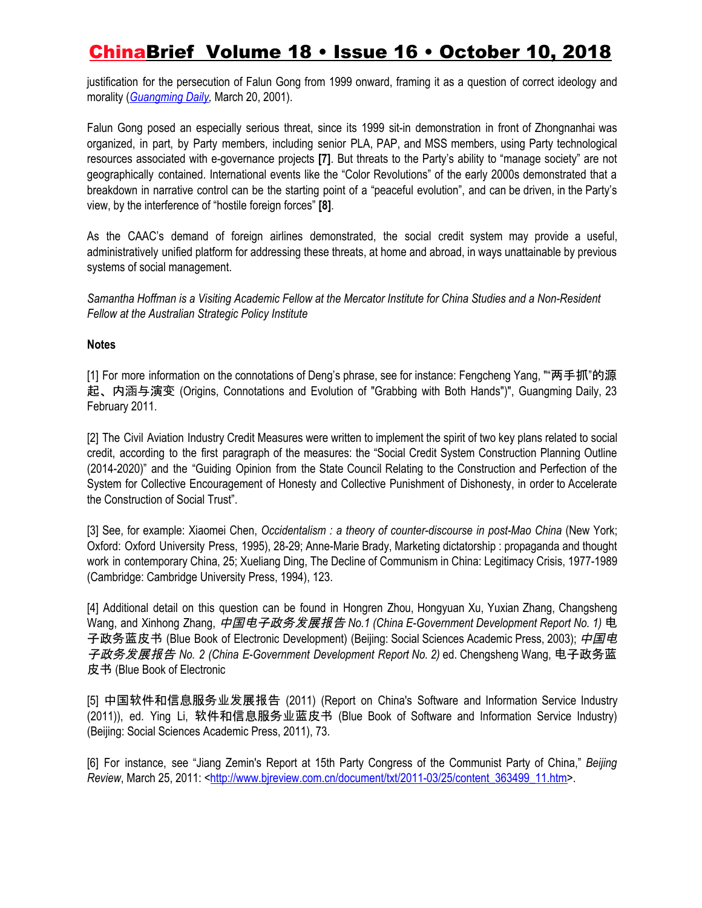justification for the persecution of Falun Gong from 1999 onward, framing it as a question of correct ideology and morality (*Guangming Daily*, March 20, 2001).

Falun Gong posed an especially serious threat, since its 1999 sit-in demonstration in front of Zhongnanhai was organized, in part, by Party members, including senior PLA, PAP, and MSS members, using Party technological resources associated with e-governance projects **[7]**. But threats to the Party's ability to "manage society" are not geographically contained. International events like the "Color Revolutions" of the early 2000s demonstrated that a breakdown in narrative control can be the starting point of a "peaceful evolution", and can be driven, in the Party's view, by the interference of "hostile foreign forces" **[8]**.

As the CAAC's demand of foreign airlines demonstrated, the social credit system may provide a useful, administratively unified platform for addressing these threats, at home and abroad, in ways unattainable by previous systems of social management.

*Samantha Hoffman is a Visiting Academic Fellow at the Mercator Institute for China Studies and a Non-Resident Fellow at the Australian Strategic Policy Institute*

**Notes**

[1] For more information on the connotations of Deng's phrase, see for instance: Fengcheng Yang, ""两手抓"的源起、内涵与演变 (Origins, Connotations and Evolution of "Grabbing with Both Hands")", Guangming Daily, 23 February 2011.

[2] The Civil Aviation Industry Credit Measures were written to implement the spirit of two key plans related to social credit, according to the first paragraph of the measures: the "Social Credit System Construction Planning Outline (2014-2020)" and the "Guiding Opinion from the State Council Relating to the Construction and Perfection of the System for Collective Encouragement of Honesty and Collective Punishment of Dishonesty, in order to Accelerate the Construction of Social Trust".

[3] See, for example: Xiaomei Chen, *Occidentalism : a theory of counter-discourse in post-Mao China* (New York; Oxford: Oxford University Press, 1995), 28-29; Anne-Marie Brady, Marketing dictatorship : propaganda and thought work in contemporary China, 25; Xueliang Ding, The Decline of Communism in China: Legitimacy Crisis, 1977-1989 (Cambridge: Cambridge University Press, 1994), 123.

[4] Additional detail on this question can be found in Hongren Zhou, Hongyuan Xu, Yuxian Zhang, Changsheng Wang, and Xinhong Zhang, *中国电子政务发展报告 No.1 (China E-Government Development Report No. 1)* 电子政务蓝皮书 (Blue Book of Electronic Development) (Beijing: Social Sciences Academic Press, 2003); *中国电子政务发展报告 No. 2 (China E-Government Development Report No. 2)* ed. Chengsheng Wang, 电子政务蓝皮书 (Blue Book of Electronic

[5] 中国软件和信息服务业发展报告 (2011) (Report on China's Software and Information Service Industry (2011)), ed. Ying Li, 软件和信息服务业蓝皮书 (Blue Book of Software and Information Service Industry) (Beijing: Social Sciences Academic Press, 2011), 73.

[6] For instance, see "Jiang Zemin's Report at 15th Party Congress of the Communist Party of China," *Beijing Review*, March 25, 2011: <http://www.bjreview.com.cn/document/txt/2011-03/25/content_363499_11.htm>.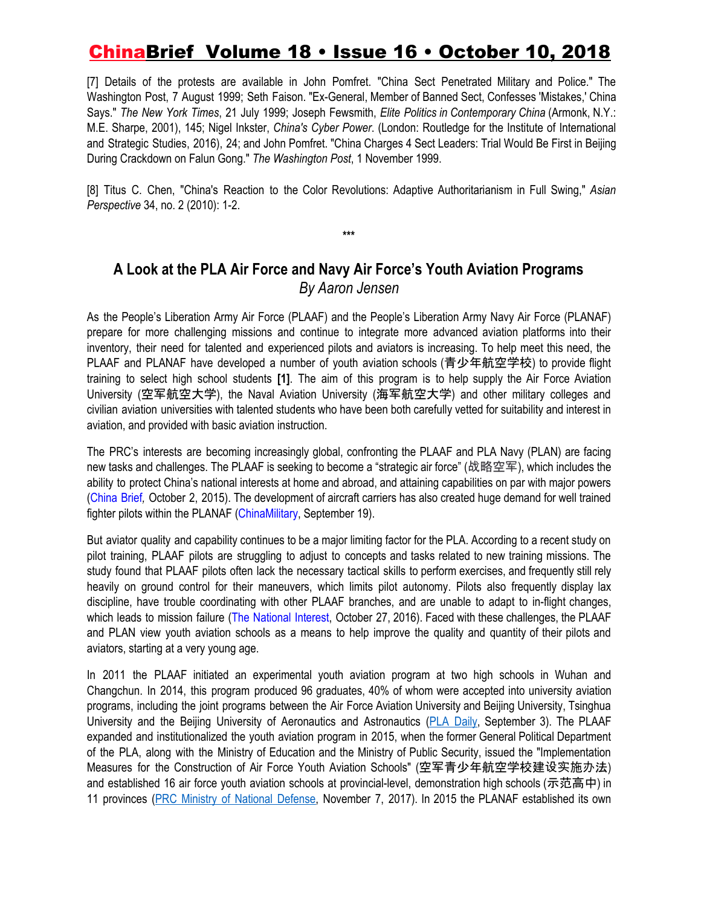[7] Details of the protests are available in John Pomfret. "China Sect Penetrated Military and Police." The Washington Post, 7 August 1999; Seth Faison. "Ex-General, Member of Banned Sect, Confesses 'Mistakes,' China Says." *The New York Times*, 21 July 1999; Joseph Fewsmith, *Elite Politics in Contemporary China* (Armonk, N.Y.: M.E. Sharpe, 2001), 145; Nigel Inkster, *China's Cyber Power*. (London: Routledge for the Institute of International and Strategic Studies, 2016), 24; and John Pomfret. "China Charges 4 Sect Leaders: Trial Would Be First in Beijing During Crackdown on Falun Gong." *The Washington Post*, 1 November 1999.

[8] Titus C. Chen, "China's Reaction to the Color Revolutions: Adaptive Authoritarianism in Full Swing," *Asian Perspective* 34, no. 2 (2010): 1-2.

***

## A Look at the PLA Air Force and Navy Air Force's Youth Aviation Programs

*By Aaron Jensen*

As the People's Liberation Army Air Force (PLAAF) and the People's Liberation Army Navy Air Force (PLANAF) prepare for more challenging missions and continue to integrate more advanced aviation platforms into their inventory, their need for talented and experienced pilots and aviators is increasing. To help meet this need, the PLAAF and PLANAF have developed a number of youth aviation schools (青少年航空学校) to provide flight training to select high school students **[1]**. The aim of this program is to help supply the Air Force Aviation University (空军航空大学), the Naval Aviation University (海军航空大学) and other military colleges and civilian aviation universities with talented students who have been both carefully vetted for suitability and interest in aviation, and provided with basic aviation instruction.

The PRC's interests are becoming increasingly global, confronting the PLAAF and PLA Navy (PLAN) are facing new tasks and challenges. The PLAAF is seeking to become a "strategic air force" (战略空军), which includes the ability to protect China's national interests at home and abroad, and attaining capabilities on par with major powers (China Brief*,* October 2, 2015). The development of aircraft carriers has also created huge demand for well trained fighter pilots within the PLANAF (ChinaMilitary, September 19).

But aviator quality and capability continues to be a major limiting factor for the PLA. According to a recent study on pilot training, PLAAF pilots are struggling to adjust to concepts and tasks related to new training missions. The study found that PLAAF pilots often lack the necessary tactical skills to perform exercises, and frequently still rely heavily on ground control for their maneuvers, which limits pilot autonomy. Pilots also frequently display lax discipline, have trouble coordinating with other PLAAF branches, and are unable to adapt to in-flight changes, which leads to mission failure (The National Interest, October 27, 2016). Faced with these challenges, the PLAAF and PLAN view youth aviation schools as a means to help improve the quality and quantity of their pilots and aviators, starting at a very young age.

In 2011 the PLAAF initiated an experimental youth aviation program at two high schools in Wuhan and Changchun. In 2014, this program produced 96 graduates, 40% of whom were accepted into university aviation programs, including the joint programs between the Air Force Aviation University and Beijing University, Tsinghua University and the Beijing University of Aeronautics and Astronautics (PLA Daily, September 3). The PLAAF expanded and institutionalized the youth aviation program in 2015, when the former General Political Department of the PLA, along with the Ministry of Education and the Ministry of Public Security, issued the "Implementation Measures for the Construction of Air Force Youth Aviation Schools" (空军青少年航空学校建设实施办法) and established 16 air force youth aviation schools at provincial-level, demonstration high schools (示范高中) in 11 provinces (PRC Ministry of National Defense, November 7, 2017). In 2015 the PLANAF established its own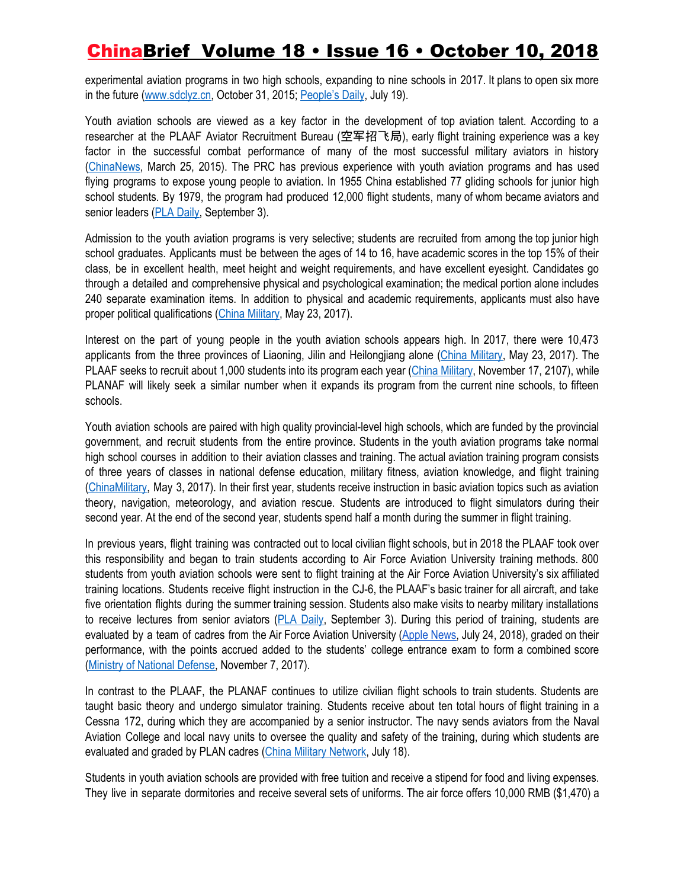experimental aviation programs in two high schools, expanding to nine schools in 2017. It plans to open six more in the future (www.sdclyz.cn, October 31, 2015; People's Daily, July 19).

Youth aviation schools are viewed as a key factor in the development of top aviation talent. According to a researcher at the PLAAF Aviator Recruitment Bureau (空军招飞局), early flight training experience was a key factor in the successful combat performance of many of the most successful military aviators in history (ChinaNews, March 25, 2015). The PRC has previous experience with youth aviation programs and has used flying programs to expose young people to aviation. In 1955 China established 77 gliding schools for junior high school students. By 1979, the program had produced 12,000 flight students, many of whom became aviators and senior leaders (PLA Daily, September 3).

Admission to the youth aviation programs is very selective; students are recruited from among the top junior high school graduates. Applicants must be between the ages of 14 to 16, have academic scores in the top 15% of their class, be in excellent health, meet height and weight requirements, and have excellent eyesight. Candidates go through a detailed and comprehensive physical and psychological examination; the medical portion alone includes 240 separate examination items. In addition to physical and academic requirements, applicants must also have proper political qualifications (China Military, May 23, 2017).

Interest on the part of young people in the youth aviation schools appears high. In 2017, there were 10,473 applicants from the three provinces of Liaoning, Jilin and Heilongjiang alone (China Military, May 23, 2017). The PLAAF seeks to recruit about 1,000 students into its program each year (China Military, November 17, 2107), while PLANAF will likely seek a similar number when it expands its program from the current nine schools, to fifteen schools.

Youth aviation schools are paired with high quality provincial-level high schools, which are funded by the provincial government, and recruit students from the entire province. Students in the youth aviation programs take normal high school courses in addition to their aviation classes and training. The actual aviation training program consists of three years of classes in national defense education, military fitness, aviation knowledge, and flight training (ChinaMilitary, May 3, 2017). In their first year, students receive instruction in basic aviation topics such as aviation theory, navigation, meteorology, and aviation rescue. Students are introduced to flight simulators during their second year. At the end of the second year, students spend half a month during the summer in flight training.

In previous years, flight training was contracted out to local civilian flight schools, but in 2018 the PLAAF took over this responsibility and began to train students according to Air Force Aviation University training methods. 800 students from youth aviation schools were sent to flight training at the Air Force Aviation University's six affiliated training locations. Students receive flight instruction in the CJ-6, the PLAAF's basic trainer for all aircraft, and take five orientation flights during the summer training session. Students also make visits to nearby military installations to receive lectures from senior aviators (PLA Daily, September 3). During this period of training, students are evaluated by a team of cadres from the Air Force Aviation University (Apple News, July 24, 2018), graded on their performance, with the points accrued added to the students' college entrance exam to form a combined score (Ministry of National Defense, November 7, 2017).

In contrast to the PLAAF, the PLANAF continues to utilize civilian flight schools to train students. Students are taught basic theory and undergo simulator training. Students receive about ten total hours of flight training in a Cessna 172, during which they are accompanied by a senior instructor. The navy sends aviators from the Naval Aviation College and local navy units to oversee the quality and safety of the training, during which students are evaluated and graded by PLAN cadres (China Military Network, July 18).

Students in youth aviation schools are provided with free tuition and receive a stipend for food and living expenses. They live in separate dormitories and receive several sets of uniforms. The air force offers 10,000 RMB ($1,470) a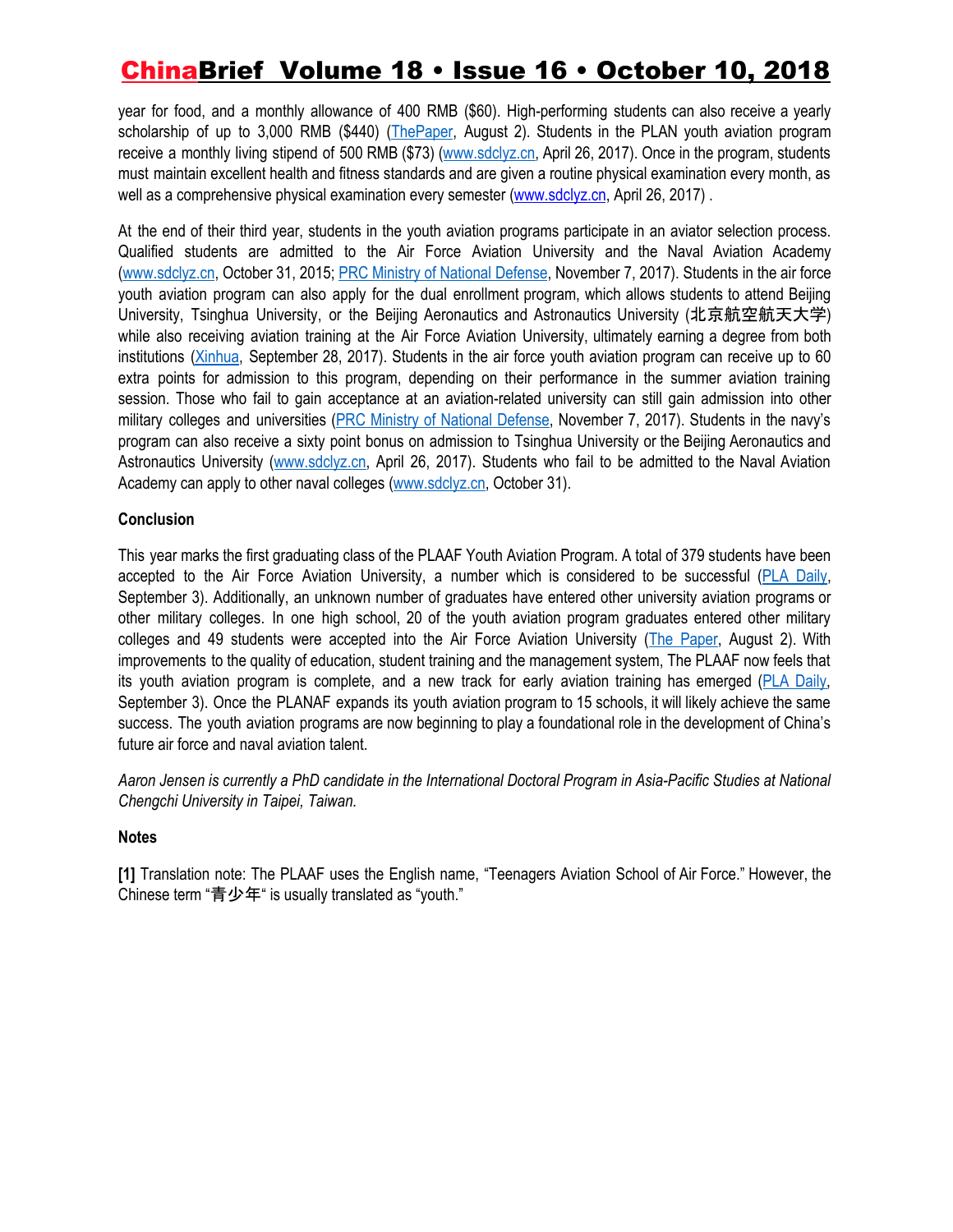year for food, and a monthly allowance of 400 RMB ($60). High-performing students can also receive a yearly scholarship of up to 3,000 RMB ($440) (ThePaper, August 2). Students in the PLAN youth aviation program receive a monthly living stipend of 500 RMB ($73) (www.sdclyz.cn, April 26, 2017). Once in the program, students must maintain excellent health and fitness standards and are given a routine physical examination every month, as well as a comprehensive physical examination every semester (www.sdclyz.cn, April 26, 2017) .

At the end of their third year, students in the youth aviation programs participate in an aviator selection process. Qualified students are admitted to the Air Force Aviation University and the Naval Aviation Academy (www.sdclyz.cn, October 31, 2015; PRC Ministry of National Defense, November 7, 2017). Students in the air force youth aviation program can also apply for the dual enrollment program, which allows students to attend Beijing University, Tsinghua University, or the Beijing Aeronautics and Astronautics University (北京航空航天大学) while also receiving aviation training at the Air Force Aviation University, ultimately earning a degree from both institutions (Xinhua, September 28, 2017). Students in the air force youth aviation program can receive up to 60 extra points for admission to this program, depending on their performance in the summer aviation training session. Those who fail to gain acceptance at an aviation-related university can still gain admission into other military colleges and universities (PRC Ministry of National Defense, November 7, 2017). Students in the navy's program can also receive a sixty point bonus on admission to Tsinghua University or the Beijing Aeronautics and Astronautics University (www.sdclyz.cn, April 26, 2017). Students who fail to be admitted to the Naval Aviation Academy can apply to other naval colleges (www.sdclyz.cn, October 31).

**Conclusion**

This year marks the first graduating class of the PLAAF Youth Aviation Program. A total of 379 students have been accepted to the Air Force Aviation University, a number which is considered to be successful (PLA Daily, September 3). Additionally, an unknown number of graduates have entered other university aviation programs or other military colleges. In one high school, 20 of the youth aviation program graduates entered other military colleges and 49 students were accepted into the Air Force Aviation University (The Paper, August 2). With improvements to the quality of education, student training and the management system, The PLAAF now feels that its youth aviation program is complete, and a new track for early aviation training has emerged (PLA Daily, September 3). Once the PLANAF expands its youth aviation program to 15 schools, it will likely achieve the same success. The youth aviation programs are now beginning to play a foundational role in the development of China's future air force and naval aviation talent.

*Aaron Jensen is currently a PhD candidate in the International Doctoral Program in Asia-Pacific Studies at National Chengchi University in Taipei, Taiwan.*

**Notes**

**[1]** Translation note: The PLAAF uses the English name, "Teenagers Aviation School of Air Force." However, the Chinese term "青少年" is usually translated as "youth."